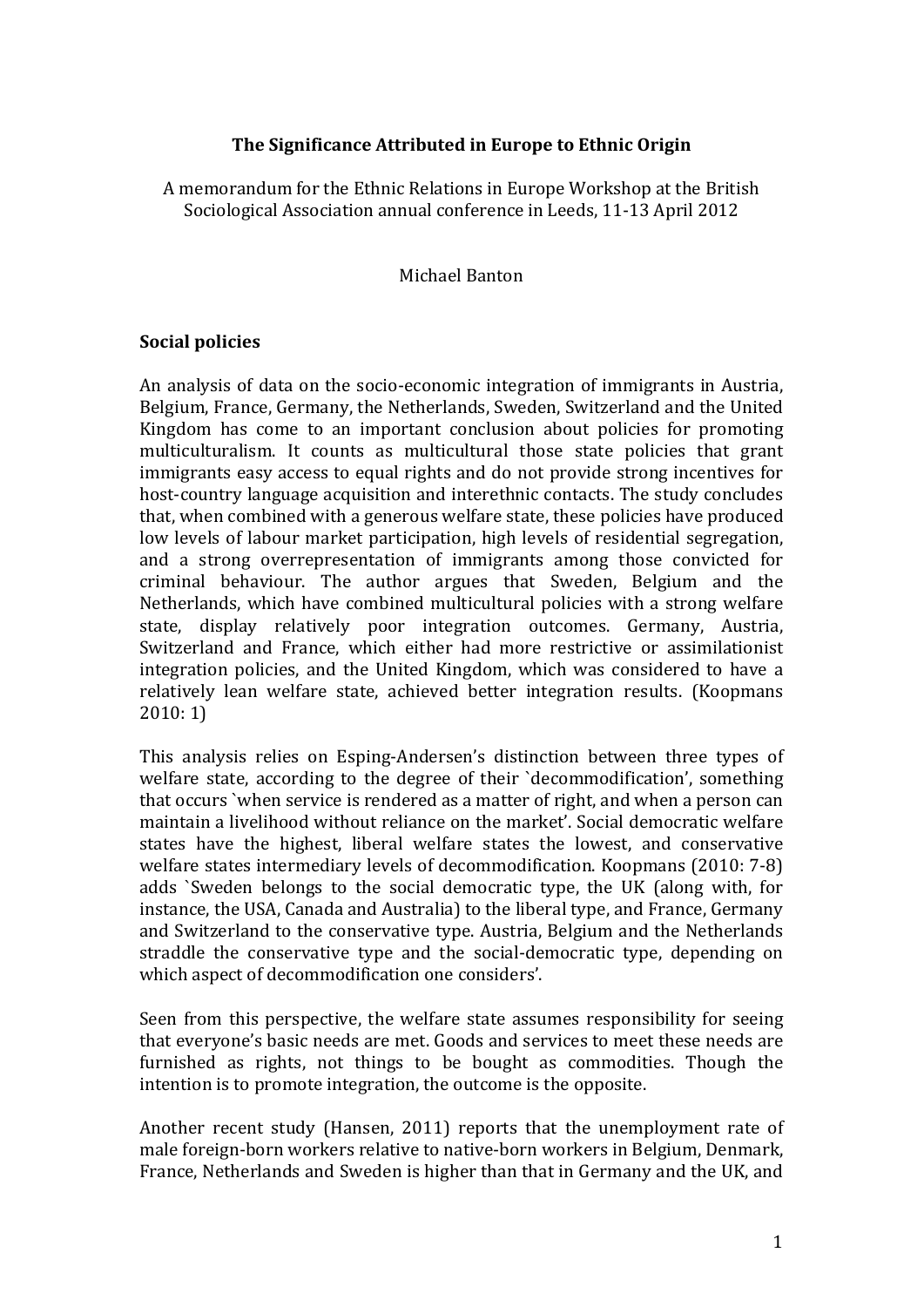**The Significance Attributed in Europe to Ethnic Origin**

A memorandum for the Ethnic Relations in Europe Workshop at the British Sociological Association annual conference in Leeds, 11-13 April 2012

Michael Banton

## Social policies

An analysis of data on the socio-economic integration of immigrants in Austria, Belgium, France, Germany, the Netherlands, Sweden, Switzerland and the United Kingdom has come to an important conclusion about policies for promoting multiculturalism. It counts as multicultural those state policies that grant immigrants easy access to equal rights and do not provide strong incentives for host-country language acquisition and interethnic contacts. The study concludes that, when combined with a generous welfare state, these policies have produced low levels of labour market participation, high levels of residential segregation, and a strong overrepresentation of immigrants among those convicted for criminal behaviour. The author argues that Sweden, Belgium and the Netherlands, which have combined multicultural policies with a strong welfare state, display relatively poor integration outcomes. Germany, Austria, Switzerland and France, which either had more restrictive or assimilationist integration policies, and the United Kingdom, which was considered to have a relatively lean welfare state, achieved better integration results. (Koopmans 2010: 1)

This analysis relies on Esping-Andersen's distinction between three types of welfare state, according to the degree of their `decommodification', something that occurs `when service is rendered as a matter of right, and when a person can maintain a livelihood without reliance on the market'. Social democratic welfare states have the highest, liberal welfare states the lowest, and conservative welfare states intermediary levels of decommodification. Koopmans (2010: 7-8) adds `Sweden belongs to the social democratic type, the UK (along with, for instance, the USA, Canada and Australia) to the liberal type, and France, Germany and Switzerland to the conservative type. Austria, Belgium and the Netherlands straddle the conservative type and the social-democratic type, depending on which aspect of decommodification one considers'.

Seen from this perspective, the welfare state assumes responsibility for seeing that everyone's basic needs are met. Goods and services to meet these needs are furnished as rights, not things to be bought as commodities. Though the intention is to promote integration, the outcome is the opposite.

Another recent study (Hansen, 2011) reports that the unemployment rate of male foreign-born workers relative to native-born workers in Belgium, Denmark, France, Netherlands and Sweden is higher than that in Germany and the UK, and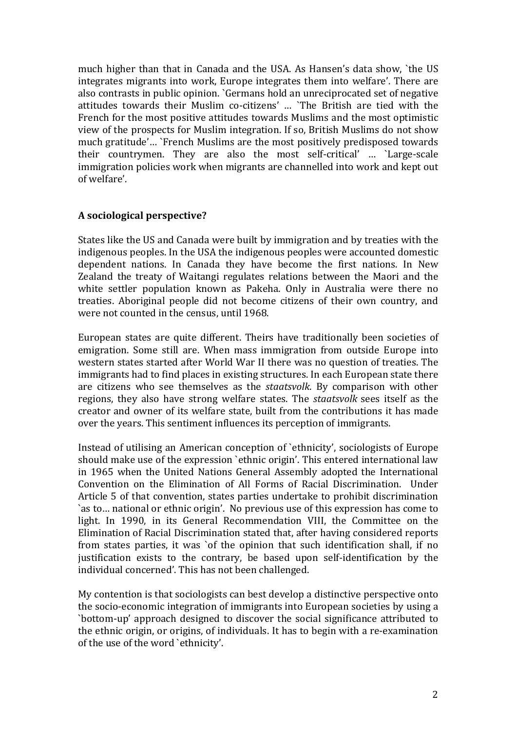much higher than that in Canada and the USA. As Hansen's data show, `the US integrates migrants into work, Europe integrates them into welfare'. There are also contrasts in public opinion. `Germans hold an unreciprocated set of negative attitudes towards their Muslim co-citizens' … `The British are tied with the French for the most positive attitudes towards Muslims and the most optimistic view of the prospects for Muslim integration. If so, British Muslims do not show much gratitude'… `French Muslims are the most positively predisposed towards their countrymen. They are also the most self-critical' … `Large-scale immigration policies work when migrants are channelled into work and kept out of welfare'.

## A sociological perspective?

States like the US and Canada were built by immigration and by treaties with the indigenous peoples. In the USA the indigenous peoples were accounted domestic dependent nations. In Canada they have become the first nations. In New Zealand the treaty of Waitangi regulates relations between the Maori and the white settler population known as Pakeha. Only in Australia were there no treaties. Aboriginal people did not become citizens of their own country, and were not counted in the census, until 1968.

European states are quite different. Theirs have traditionally been societies of emigration. Some still are. When mass immigration from outside Europe into western states started after World War II there was no question of treaties. The immigrants had to find places in existing structures. In each European state there are citizens who see themselves as the *staatsvolk*. By comparison with other regions, they also have strong welfare states. The *staatsvolk* sees itself as the creator and owner of its welfare state, built from the contributions it has made over the years. This sentiment influences its perception of immigrants.

Instead of utilising an American conception of `ethnicity', sociologists of Europe should make use of the expression `ethnic origin'. This entered international law in 1965 when the United Nations General Assembly adopted the International Convention on the Elimination of All Forms of Racial Discrimination. Under Article 5 of that convention, states parties undertake to prohibit discrimination `as to… national or ethnic origin'. No previous use of this expression has come to light. In 1990, in its General Recommendation VIII, the Committee on the Elimination of Racial Discrimination stated that, after having considered reports from states parties, it was `of the opinion that such identification shall, if no justification exists to the contrary, be based upon self-identification by the individual concerned'. This has not been challenged.

My contention is that sociologists can best develop a distinctive perspective onto the socio-economic integration of immigrants into European societies by using a `bottom-up' approach designed to discover the social significance attributed to the ethnic origin, or origins, of individuals. It has to begin with a re-examination of the use of the word `ethnicity'.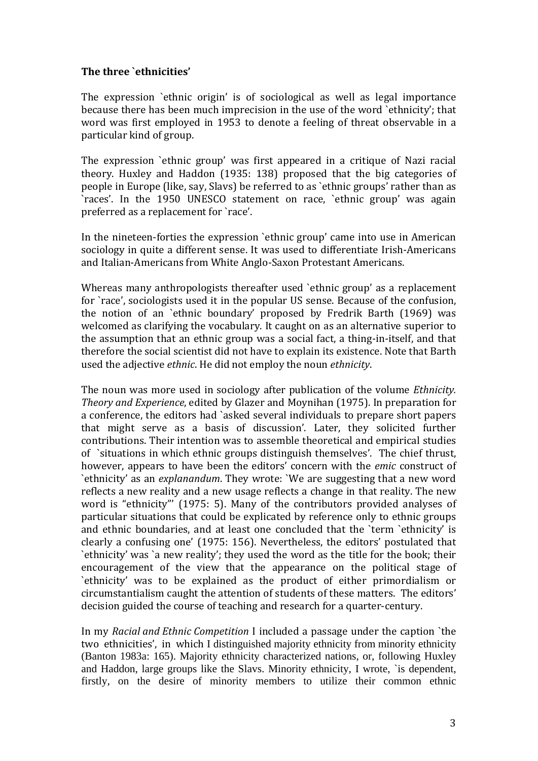**The three `ethnicities'**

The expression `ethnic origin' is of sociological as well as legal importance because there has been much imprecision in the use of the word `ethnicity'; that word was first employed in 1953 to denote a feeling of threat observable in a particular kind of group.

The expression `ethnic group' was first appeared in a critique of Nazi racial theory. Huxley and Haddon (1935: 138) proposed that the big categories of people in Europe (like, say, Slavs) be referred to as `ethnic groups' rather than as `races'. In the 1950 UNESCO statement on race, `ethnic group' was again preferred as a replacement for `race'.

In the nineteen-forties the expression `ethnic group' came into use in American sociology in quite a different sense. It was used to differentiate Irish-Americans and Italian-Americans from White Anglo-Saxon Protestant Americans.

Whereas many anthropologists thereafter used `ethnic group' as a replacement for `race', sociologists used it in the popular US sense. Because of the confusion, the notion of an `ethnic boundary' proposed by Fredrik Barth (1969) was welcomed as clarifying the vocabulary. It caught on as an alternative superior to the assumption that an ethnic group was a social fact, a thing-in-itself, and that therefore the social scientist did not have to explain its existence. Note that Barth used the adjective *ethnic*. He did not employ the noun *ethnicity*.

The noun was more used in sociology after publication of the volume *Ethnicity. Theory and Experience*, edited by Glazer and Moynihan (1975). In preparation for a conference, the editors had `asked several individuals to prepare short papers that might serve as a basis of discussion'. Later, they solicited further contributions. Their intention was to assemble theoretical and empirical studies of `situations in which ethnic groups distinguish themselves'. The chief thrust, however, appears to have been the editors' concern with the *emic* construct of `ethnicity' as an *explanandum*. They wrote: `We are suggesting that a new word reflects a new reality and a new usage reflects a change in that reality. The new word is "ethnicity"' (1975: 5). Many of the contributors provided analyses of particular situations that could be explicated by reference only to ethnic groups and ethnic boundaries, and at least one concluded that the `term `ethnicity' is clearly a confusing one' (1975: 156). Nevertheless, the editors' postulated that `ethnicity' was `a new reality'; they used the word as the title for the book; their encouragement of the view that the appearance on the political stage of `ethnicity' was to be explained as the product of either primordialism or circumstantialism caught the attention of students of these matters. The editors' decision guided the course of teaching and research for a quarter-century.

In my *Racial and Ethnic Competition* I included a passage under the caption `the two ethnicities', in which I distinguished majority ethnicity from minority ethnicity (Banton 1983a: 165). Majority ethnicity characterized nations, or, following Huxley and Haddon, large groups like the Slavs. Minority ethnicity, I wrote, `is dependent, firstly, on the desire of minority members to utilize their common ethnic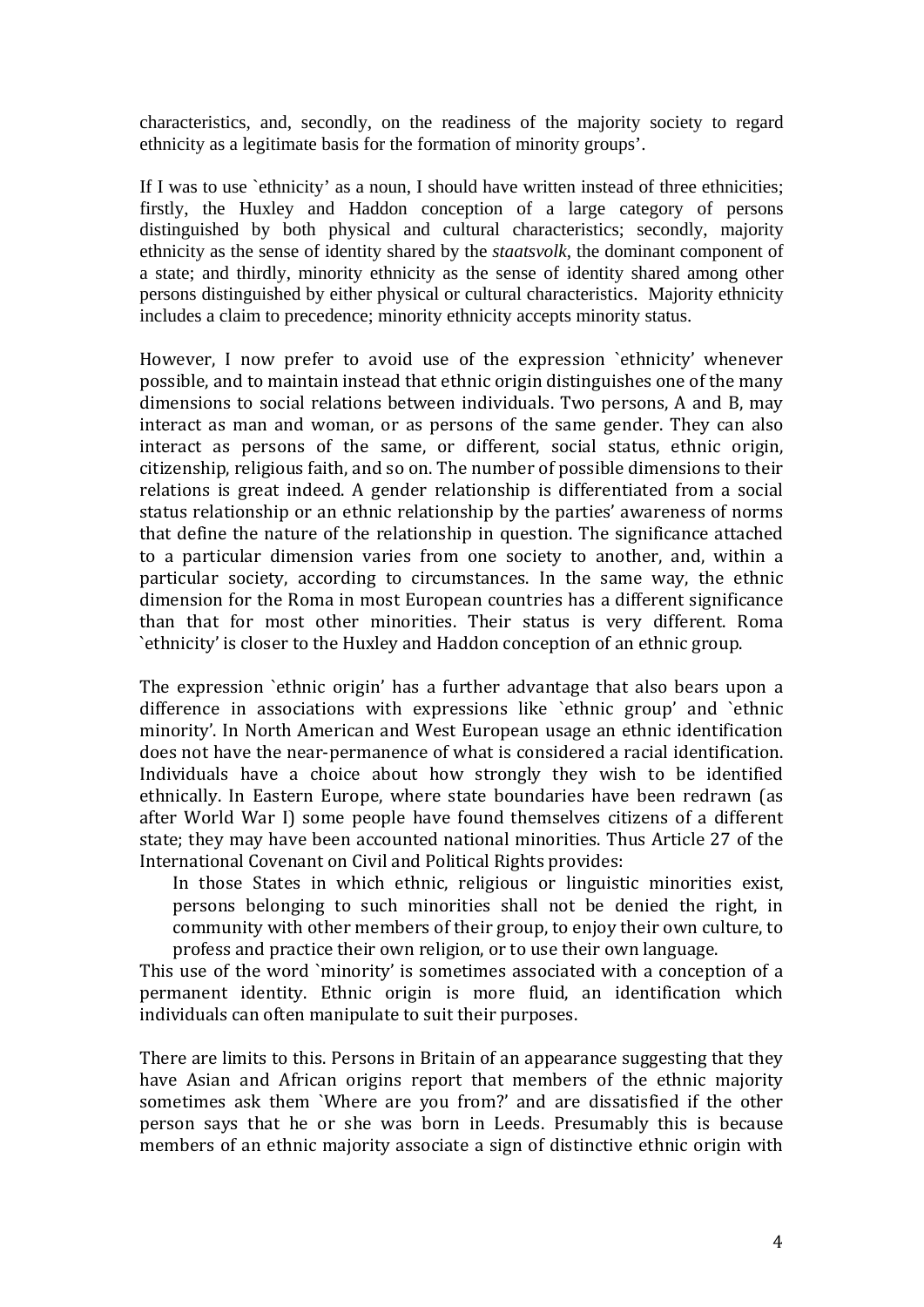characteristics, and, secondly, on the readiness of the majority society to regard ethnicity as a legitimate basis for the formation of minority groups'.

If I was to use `ethnicity' as a noun, I should have written instead of three ethnicities; firstly, the Huxley and Haddon conception of a large category of persons distinguished by both physical and cultural characteristics; secondly, majority ethnicity as the sense of identity shared by the *staatsvolk*, the dominant component of a state; and thirdly, minority ethnicity as the sense of identity shared among other persons distinguished by either physical or cultural characteristics. Majority ethnicity includes a claim to precedence; minority ethnicity accepts minority status.

However, I now prefer to avoid use of the expression `ethnicity' whenever possible, and to maintain instead that ethnic origin distinguishes one of the many dimensions to social relations between individuals. Two persons, A and B, may interact as man and woman, or as persons of the same gender. They can also interact as persons of the same, or different, social status, ethnic origin, citizenship, religious faith, and so on. The number of possible dimensions to their relations is great indeed. A gender relationship is differentiated from a social status relationship or an ethnic relationship by the parties' awareness of norms that define the nature of the relationship in question. The significance attached to a particular dimension varies from one society to another, and, within a particular society, according to circumstances. In the same way, the ethnic dimension for the Roma in most European countries has a different significance than that for most other minorities. Their status is very different. Roma `ethnicity' is closer to the Huxley and Haddon conception of an ethnic group.

The expression `ethnic origin' has a further advantage that also bears upon a difference in associations with expressions like `ethnic group' and `ethnic minority'. In North American and West European usage an ethnic identification does not have the near-permanence of what is considered a racial identification. Individuals have a choice about how strongly they wish to be identified ethnically. In Eastern Europe, where state boundaries have been redrawn (as after World War I) some people have found themselves citizens of a different state; they may have been accounted national minorities. Thus Article 27 of the International Covenant on Civil and Political Rights provides:

> In those States in which ethnic, religious or linguistic minorities exist, persons belonging to such minorities shall not be denied the right, in community with other members of their group, to enjoy their own culture, to profess and practice their own religion, or to use their own language.

This use of the word `minority' is sometimes associated with a conception of a permanent identity. Ethnic origin is more fluid, an identification which individuals can often manipulate to suit their purposes.

There are limits to this. Persons in Britain of an appearance suggesting that they have Asian and African origins report that members of the ethnic majority sometimes ask them `Where are you from?' and are dissatisfied if the other person says that he or she was born in Leeds. Presumably this is because members of an ethnic majority associate a sign of distinctive ethnic origin with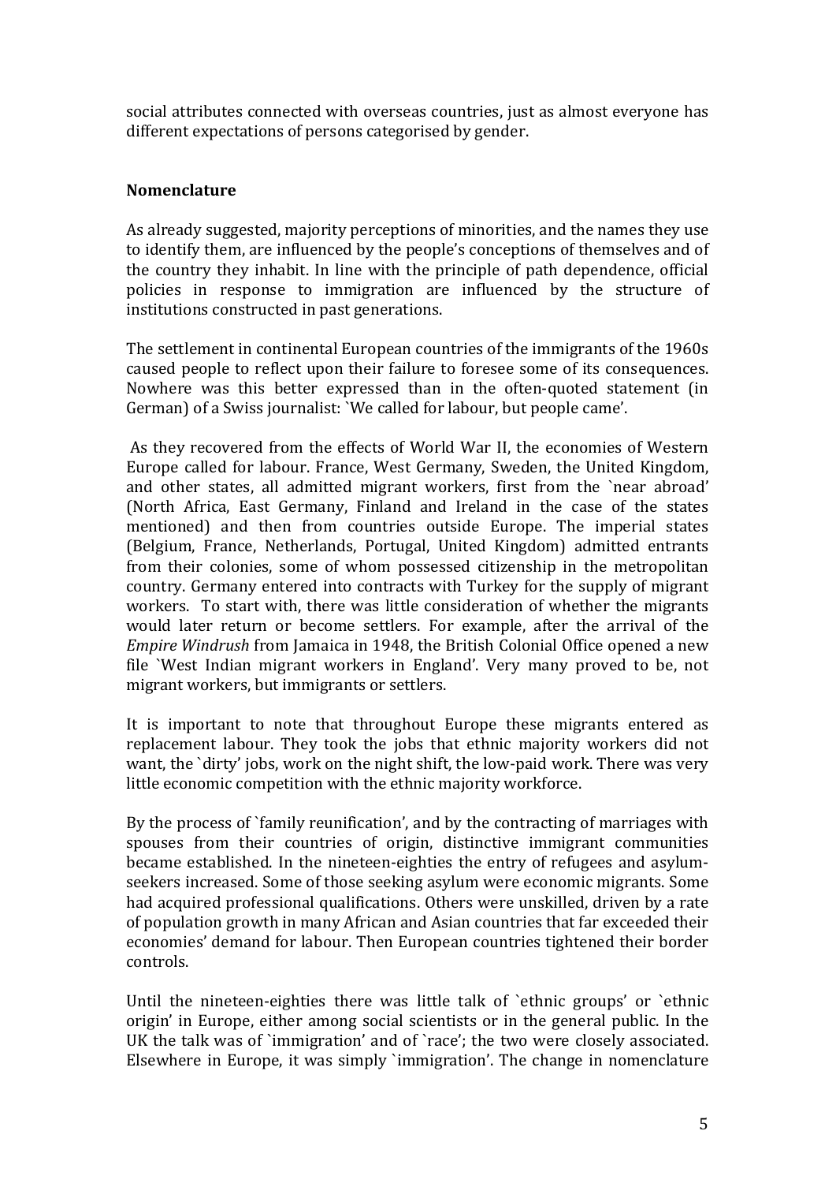social attributes connected with overseas countries, just as almost everyone has different expectations of persons categorised by gender.

## Nomenclature

As already suggested, majority perceptions of minorities, and the names they use to identify them, are influenced by the people's conceptions of themselves and of the country they inhabit. In line with the principle of path dependence, official policies in response to immigration are influenced by the structure of institutions constructed in past generations.

The settlement in continental European countries of the immigrants of the 1960s caused people to reflect upon their failure to foresee some of its consequences. Nowhere was this better expressed than in the often-quoted statement (in German) of a Swiss journalist: `We called for labour, but people came'.

As they recovered from the effects of World War II, the economies of Western Europe called for labour. France, West Germany, Sweden, the United Kingdom, and other states, all admitted migrant workers, first from the `near abroad' (North Africa, East Germany, Finland and Ireland in the case of the states mentioned) and then from countries outside Europe. The imperial states (Belgium, France, Netherlands, Portugal, United Kingdom) admitted entrants from their colonies, some of whom possessed citizenship in the metropolitan country. Germany entered into contracts with Turkey for the supply of migrant workers. To start with, there was little consideration of whether the migrants would later return or become settlers. For example, after the arrival of the *Empire Windrush* from Jamaica in 1948, the British Colonial Office opened a new file `West Indian migrant workers in England'. Very many proved to be, not migrant workers, but immigrants or settlers.

It is important to note that throughout Europe these migrants entered as replacement labour. They took the jobs that ethnic majority workers did not want, the `dirty' jobs, work on the night shift, the low-paid work. There was very little economic competition with the ethnic majority workforce.

By the process of `family reunification', and by the contracting of marriages with spouses from their countries of origin, distinctive immigrant communities became established. In the nineteen-eighties the entry of refugees and asylum-seekers increased. Some of those seeking asylum were economic migrants. Some had acquired professional qualifications. Others were unskilled, driven by a rate of population growth in many African and Asian countries that far exceeded their economies' demand for labour. Then European countries tightened their border controls.

Until the nineteen-eighties there was little talk of `ethnic groups' or `ethnic origin' in Europe, either among social scientists or in the general public. In the UK the talk was of `immigration' and of `race'; the two were closely associated. Elsewhere in Europe, it was simply `immigration'. The change in nomenclature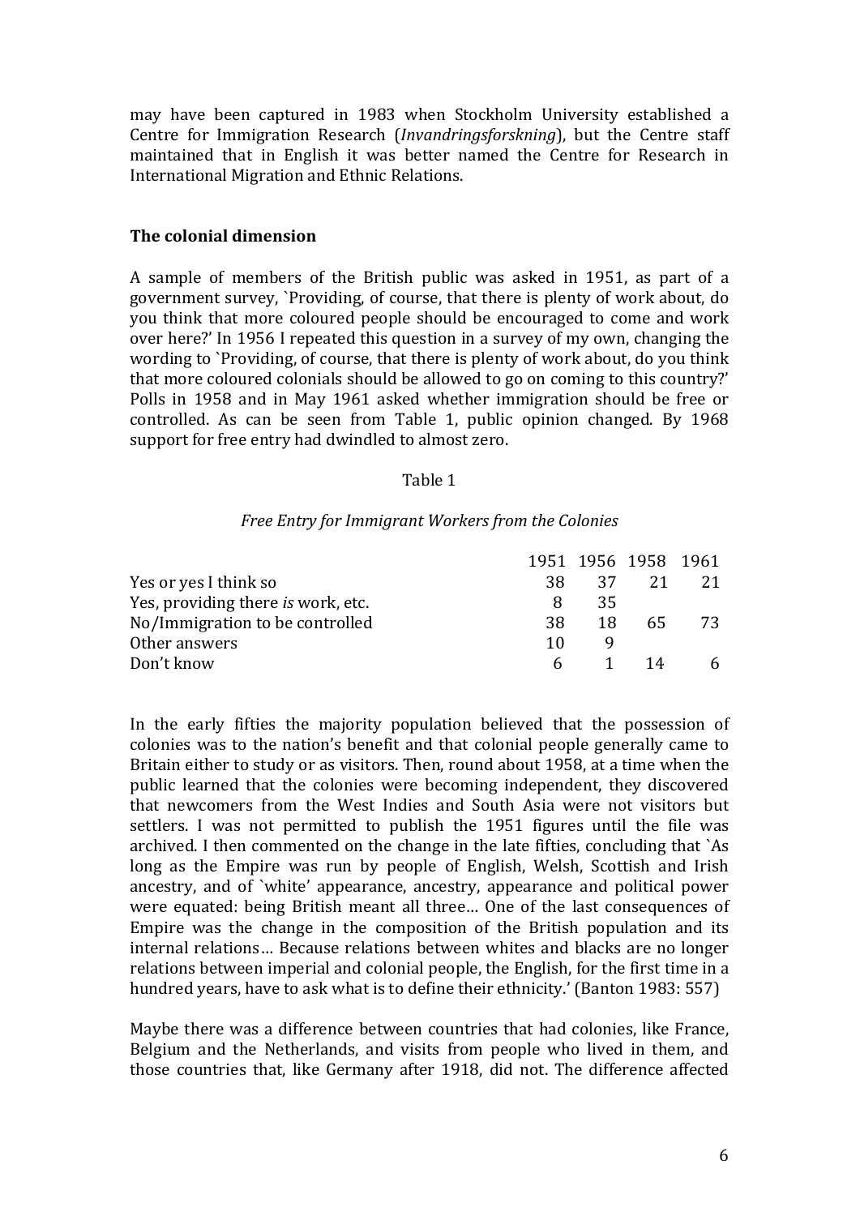may have been captured in 1983 when Stockholm University established a Centre for Immigration Research (*Invandringsforskning*), but the Centre staff maintained that in English it was better named the Centre for Research in International Migration and Ethnic Relations.

## The colonial dimension

A sample of members of the British public was asked in 1951, as part of a government survey, `Providing, of course, that there is plenty of work about, do you think that more coloured people should be encouraged to come and work over here?' In 1956 I repeated this question in a survey of my own, changing the wording to `Providing, of course, that there is plenty of work about, do you think that more coloured colonials should be allowed to go on coming to this country?' Polls in 1958 and in May 1961 asked whether immigration should be free or controlled. As can be seen from Table 1, public opinion changed. By 1968 support for free entry had dwindled to almost zero.

Table 1

*Free Entry for Immigrant Workers from the Colonies*

| | 1951 | 1956 | 1958 | 1961 |
|---|---|---|---|---|
| Yes or yes I think so | 38 | 37 | 21 | 21 |
| Yes, providing there *is* work, etc. | 8 | 35 | | |
| No/Immigration to be controlled | 38 | 18 | 65 | 73 |
| Other answers | 10 | 9 | | |
| Don't know | 6 | 1 | 14 | 6 |

In the early fifties the majority population believed that the possession of colonies was to the nation's benefit and that colonial people generally came to Britain either to study or as visitors. Then, round about 1958, at a time when the public learned that the colonies were becoming independent, they discovered that newcomers from the West Indies and South Asia were not visitors but settlers. I was not permitted to publish the 1951 figures until the file was archived. I then commented on the change in the late fifties, concluding that `As long as the Empire was run by people of English, Welsh, Scottish and Irish ancestry, and of `white' appearance, ancestry, appearance and political power were equated: being British meant all three… One of the last consequences of Empire was the change in the composition of the British population and its internal relations… Because relations between whites and blacks are no longer relations between imperial and colonial people, the English, for the first time in a hundred years, have to ask what is to define their ethnicity.' (Banton 1983: 557)

Maybe there was a difference between countries that had colonies, like France, Belgium and the Netherlands, and visits from people who lived in them, and those countries that, like Germany after 1918, did not. The difference affected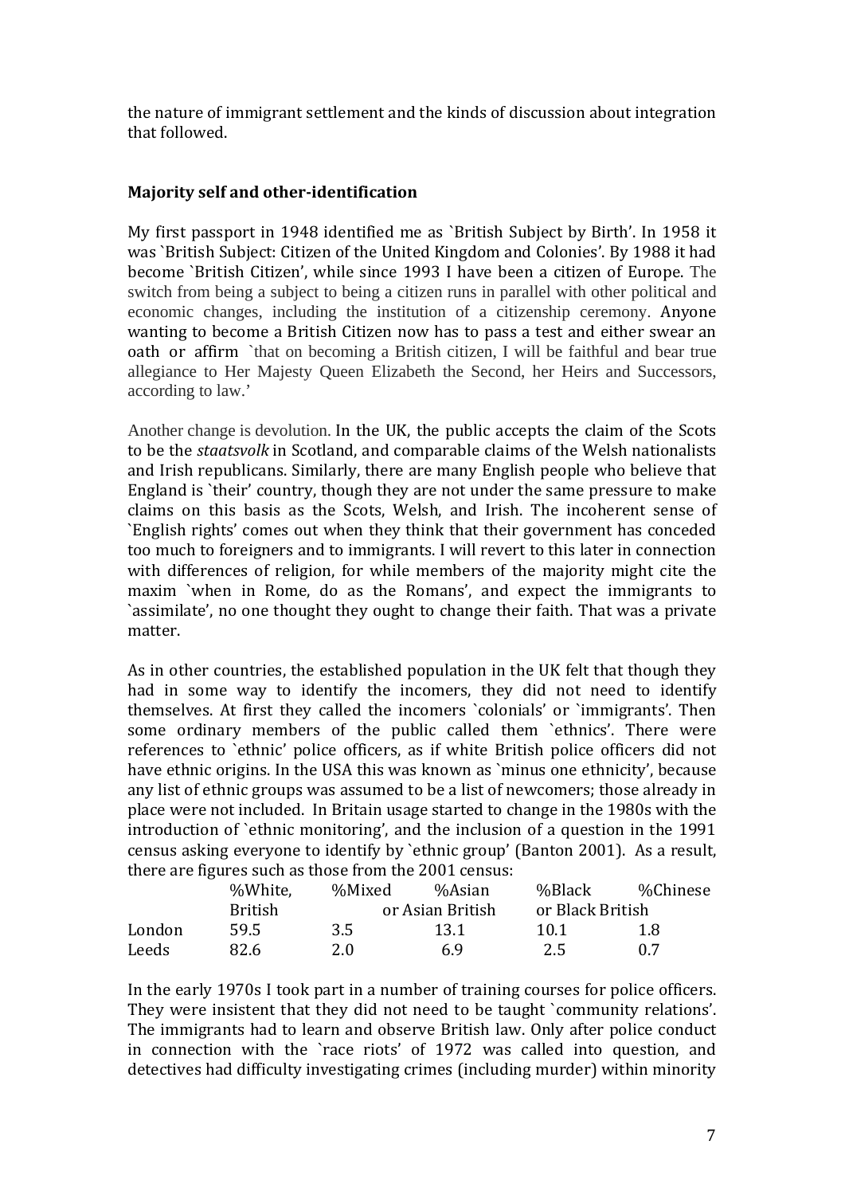the nature of immigrant settlement and the kinds of discussion about integration that followed.

**Majority self and other-identification**

My first passport in 1948 identified me as `British Subject by Birth'. In 1958 it was `British Subject: Citizen of the United Kingdom and Colonies'. By 1988 it had become `British Citizen', while since 1993 I have been a citizen of Europe. The switch from being a subject to being a citizen runs in parallel with other political and economic changes, including the institution of a citizenship ceremony. Anyone wanting to become a British Citizen now has to pass a test and either swear an oath or affirm `that on becoming a British citizen, I will be faithful and bear true allegiance to Her Majesty Queen Elizabeth the Second, her Heirs and Successors, according to law.'

Another change is devolution. In the UK, the public accepts the claim of the Scots to be the *staatsvolk* in Scotland, and comparable claims of the Welsh nationalists and Irish republicans. Similarly, there are many English people who believe that England is `their' country, though they are not under the same pressure to make claims on this basis as the Scots, Welsh, and Irish. The incoherent sense of `English rights' comes out when they think that their government has conceded too much to foreigners and to immigrants. I will revert to this later in connection with differences of religion, for while members of the majority might cite the maxim `when in Rome, do as the Romans', and expect the immigrants to `assimilate', no one thought they ought to change their faith. That was a private matter.

As in other countries, the established population in the UK felt that though they had in some way to identify the incomers, they did not need to identify themselves. At first they called the incomers `colonials' or `immigrants'. Then some ordinary members of the public called them `ethnics'. There were references to `ethnic' police officers, as if white British police officers did not have ethnic origins. In the USA this was known as `minus one ethnicity', because any list of ethnic groups was assumed to be a list of newcomers; those already in place were not included. In Britain usage started to change in the 1980s with the introduction of `ethnic monitoring', and the inclusion of a question in the 1991 census asking everyone to identify by `ethnic group' (Banton 2001). As a result, there are figures such as those from the 2001 census:

| | %White, British | %Mixed | %Asian or Asian British | %Black or Black British | %Chinese |
|---|---|---|---|---|---|
| London | 59.5 | 3.5 | 13.1 | 10.1 | 1.8 |
| Leeds | 82.6 | 2.0 | 6.9 | 2.5 | 0.7 |

In the early 1970s I took part in a number of training courses for police officers. They were insistent that they did not need to be taught `community relations'. The immigrants had to learn and observe British law. Only after police conduct in connection with the `race riots' of 1972 was called into question, and detectives had difficulty investigating crimes (including murder) within minority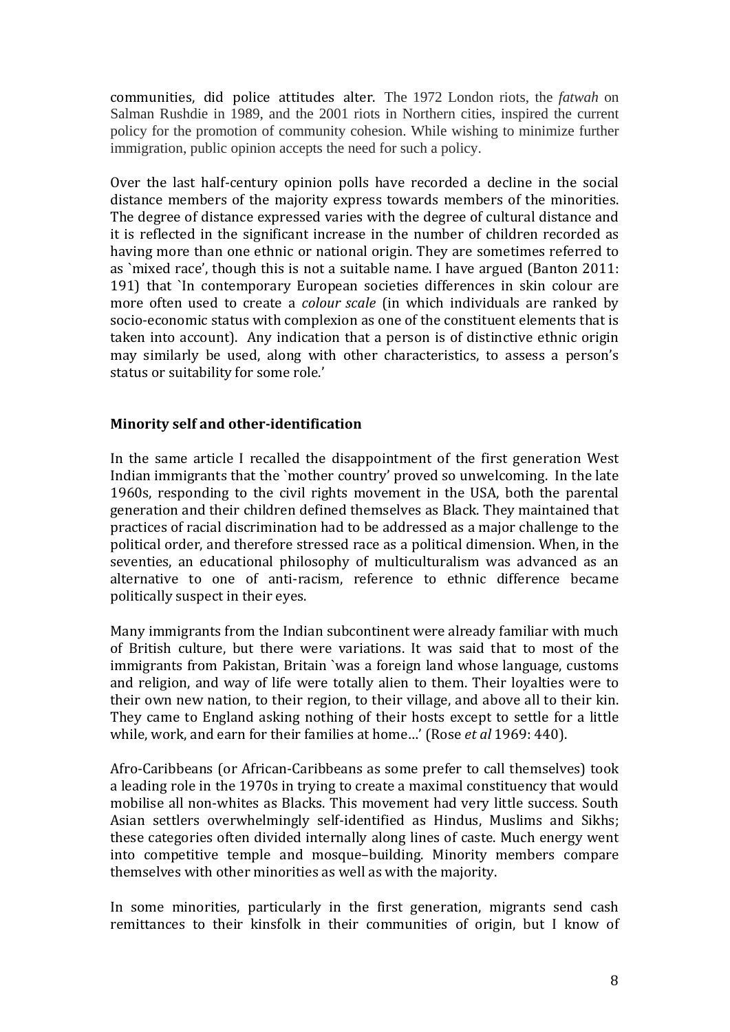communities, did police attitudes alter. The 1972 London riots, the *fatwah* on Salman Rushdie in 1989, and the 2001 riots in Northern cities, inspired the current policy for the promotion of community cohesion. While wishing to minimize further immigration, public opinion accepts the need for such a policy.

Over the last half-century opinion polls have recorded a decline in the social distance members of the majority express towards members of the minorities. The degree of distance expressed varies with the degree of cultural distance and it is reflected in the significant increase in the number of children recorded as having more than one ethnic or national origin. They are sometimes referred to as `mixed race', though this is not a suitable name. I have argued (Banton 2011: 191) that `In contemporary European societies differences in skin colour are more often used to create a *colour scale* (in which individuals are ranked by socio-economic status with complexion as one of the constituent elements that is taken into account). Any indication that a person is of distinctive ethnic origin may similarly be used, along with other characteristics, to assess a person's status or suitability for some role.'

### Minority self and other-identification

In the same article I recalled the disappointment of the first generation West Indian immigrants that the `mother country' proved so unwelcoming. In the late 1960s, responding to the civil rights movement in the USA, both the parental generation and their children defined themselves as Black. They maintained that practices of racial discrimination had to be addressed as a major challenge to the political order, and therefore stressed race as a political dimension. When, in the seventies, an educational philosophy of multiculturalism was advanced as an alternative to one of anti-racism, reference to ethnic difference became politically suspect in their eyes.

Many immigrants from the Indian subcontinent were already familiar with much of British culture, but there were variations. It was said that to most of the immigrants from Pakistan, Britain `was a foreign land whose language, customs and religion, and way of life were totally alien to them. Their loyalties were to their own new nation, to their region, to their village, and above all to their kin. They came to England asking nothing of their hosts except to settle for a little while, work, and earn for their families at home…' (Rose *et al* 1969: 440).

Afro-Caribbeans (or African-Caribbeans as some prefer to call themselves) took a leading role in the 1970s in trying to create a maximal constituency that would mobilise all non-whites as Blacks. This movement had very little success. South Asian settlers overwhelmingly self-identified as Hindus, Muslims and Sikhs; these categories often divided internally along lines of caste. Much energy went into competitive temple and mosque–building. Minority members compare themselves with other minorities as well as with the majority.

In some minorities, particularly in the first generation, migrants send cash remittances to their kinsfolk in their communities of origin, but I know of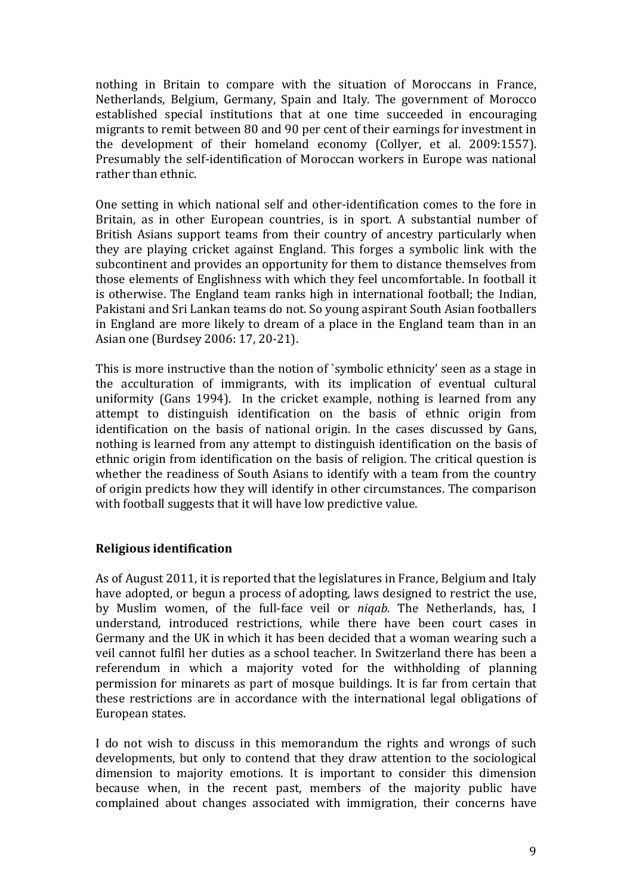nothing in Britain to compare with the situation of Moroccans in France, Netherlands, Belgium, Germany, Spain and Italy. The government of Morocco established special institutions that at one time succeeded in encouraging migrants to remit between 80 and 90 per cent of their earnings for investment in the development of their homeland economy (Collyer, et al. 2009:1557). Presumably the self-identification of Moroccan workers in Europe was national rather than ethnic.

One setting in which national self and other-identification comes to the fore in Britain, as in other European countries, is in sport. A substantial number of British Asians support teams from their country of ancestry particularly when they are playing cricket against England. This forges a symbolic link with the subcontinent and provides an opportunity for them to distance themselves from those elements of Englishness with which they feel uncomfortable. In football it is otherwise. The England team ranks high in international football; the Indian, Pakistani and Sri Lankan teams do not. So young aspirant South Asian footballers in England are more likely to dream of a place in the England team than in an Asian one (Burdsey 2006: 17, 20-21).

This is more instructive than the notion of `symbolic ethnicity' seen as a stage in the acculturation of immigrants, with its implication of eventual cultural uniformity (Gans 1994). In the cricket example, nothing is learned from any attempt to distinguish identification on the basis of ethnic origin from identification on the basis of national origin. In the cases discussed by Gans, nothing is learned from any attempt to distinguish identification on the basis of ethnic origin from identification on the basis of religion. The critical question is whether the readiness of South Asians to identify with a team from the country of origin predicts how they will identify in other circumstances. The comparison with football suggests that it will have low predictive value.

## Religious identification

As of August 2011, it is reported that the legislatures in France, Belgium and Italy have adopted, or begun a process of adopting, laws designed to restrict the use, by Muslim women, of the full-face veil or *niqab*. The Netherlands, has, I understand, introduced restrictions, while there have been court cases in Germany and the UK in which it has been decided that a woman wearing such a veil cannot fulfil her duties as a school teacher. In Switzerland there has been a referendum in which a majority voted for the withholding of planning permission for minarets as part of mosque buildings. It is far from certain that these restrictions are in accordance with the international legal obligations of European states.

I do not wish to discuss in this memorandum the rights and wrongs of such developments, but only to contend that they draw attention to the sociological dimension to majority emotions. It is important to consider this dimension because when, in the recent past, members of the majority public have complained about changes associated with immigration, their concerns have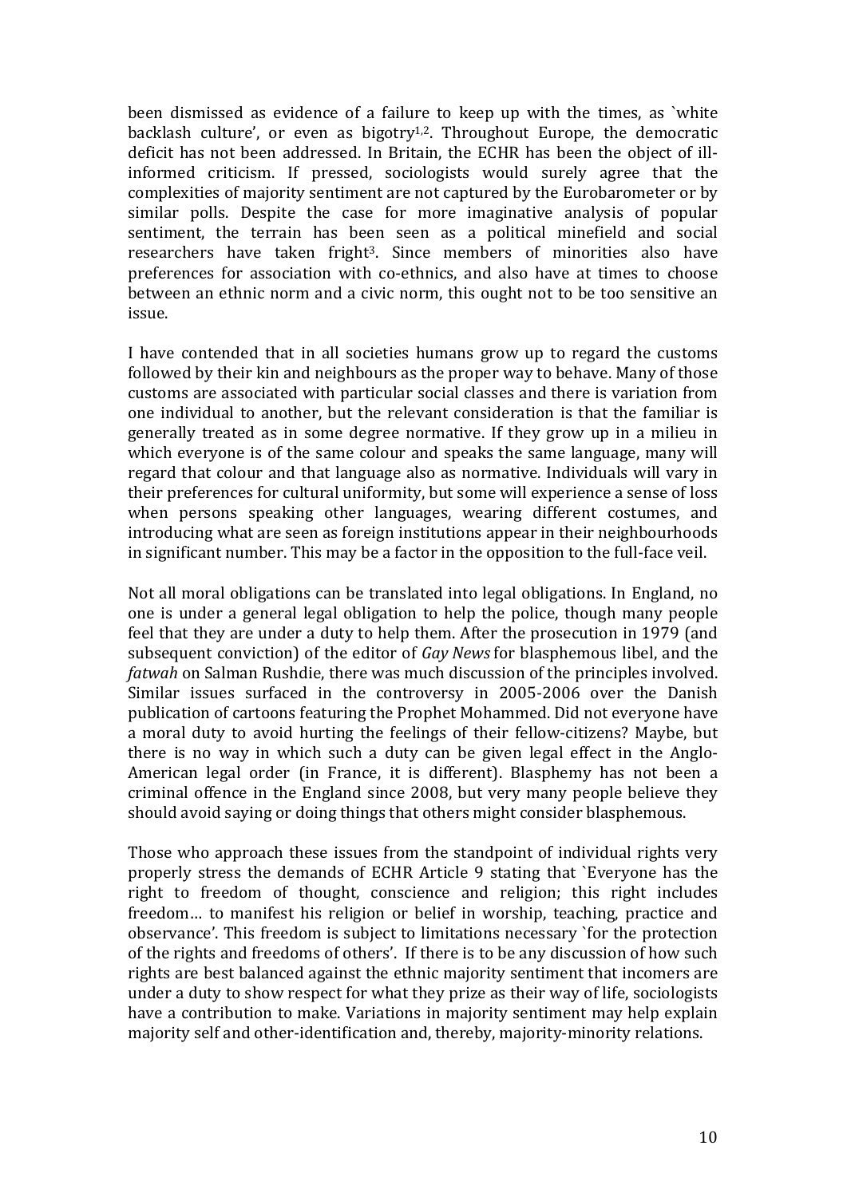been dismissed as evidence of a failure to keep up with the times, as `white backlash culture', or even as bigotry[1,2]. Throughout Europe, the democratic deficit has not been addressed. In Britain, the ECHR has been the object of ill-informed criticism. If pressed, sociologists would surely agree that the complexities of majority sentiment are not captured by the Eurobarometer or by similar polls. Despite the case for more imaginative analysis of popular sentiment, the terrain has been seen as a political minefield and social researchers have taken fright[3]. Since members of minorities also have preferences for association with co-ethnics, and also have at times to choose between an ethnic norm and a civic norm, this ought not to be too sensitive an issue.

I have contended that in all societies humans grow up to regard the customs followed by their kin and neighbours as the proper way to behave. Many of those customs are associated with particular social classes and there is variation from one individual to another, but the relevant consideration is that the familiar is generally treated as in some degree normative. If they grow up in a milieu in which everyone is of the same colour and speaks the same language, many will regard that colour and that language also as normative. Individuals will vary in their preferences for cultural uniformity, but some will experience a sense of loss when persons speaking other languages, wearing different costumes, and introducing what are seen as foreign institutions appear in their neighbourhoods in significant number. This may be a factor in the opposition to the full-face veil.

Not all moral obligations can be translated into legal obligations. In England, no one is under a general legal obligation to help the police, though many people feel that they are under a duty to help them. After the prosecution in 1979 (and subsequent conviction) of the editor of *Gay News* for blasphemous libel, and the *fatwah* on Salman Rushdie, there was much discussion of the principles involved. Similar issues surfaced in the controversy in 2005-2006 over the Danish publication of cartoons featuring the Prophet Mohammed. Did not everyone have a moral duty to avoid hurting the feelings of their fellow-citizens? Maybe, but there is no way in which such a duty can be given legal effect in the Anglo-American legal order (in France, it is different). Blasphemy has not been a criminal offence in the England since 2008, but very many people believe they should avoid saying or doing things that others might consider blasphemous.

Those who approach these issues from the standpoint of individual rights very properly stress the demands of ECHR Article 9 stating that `Everyone has the right to freedom of thought, conscience and religion; this right includes freedom… to manifest his religion or belief in worship, teaching, practice and observance'. This freedom is subject to limitations necessary `for the protection of the rights and freedoms of others'. If there is to be any discussion of how such rights are best balanced against the ethnic majority sentiment that incomers are under a duty to show respect for what they prize as their way of life, sociologists have a contribution to make. Variations in majority sentiment may help explain majority self and other-identification and, thereby, majority-minority relations.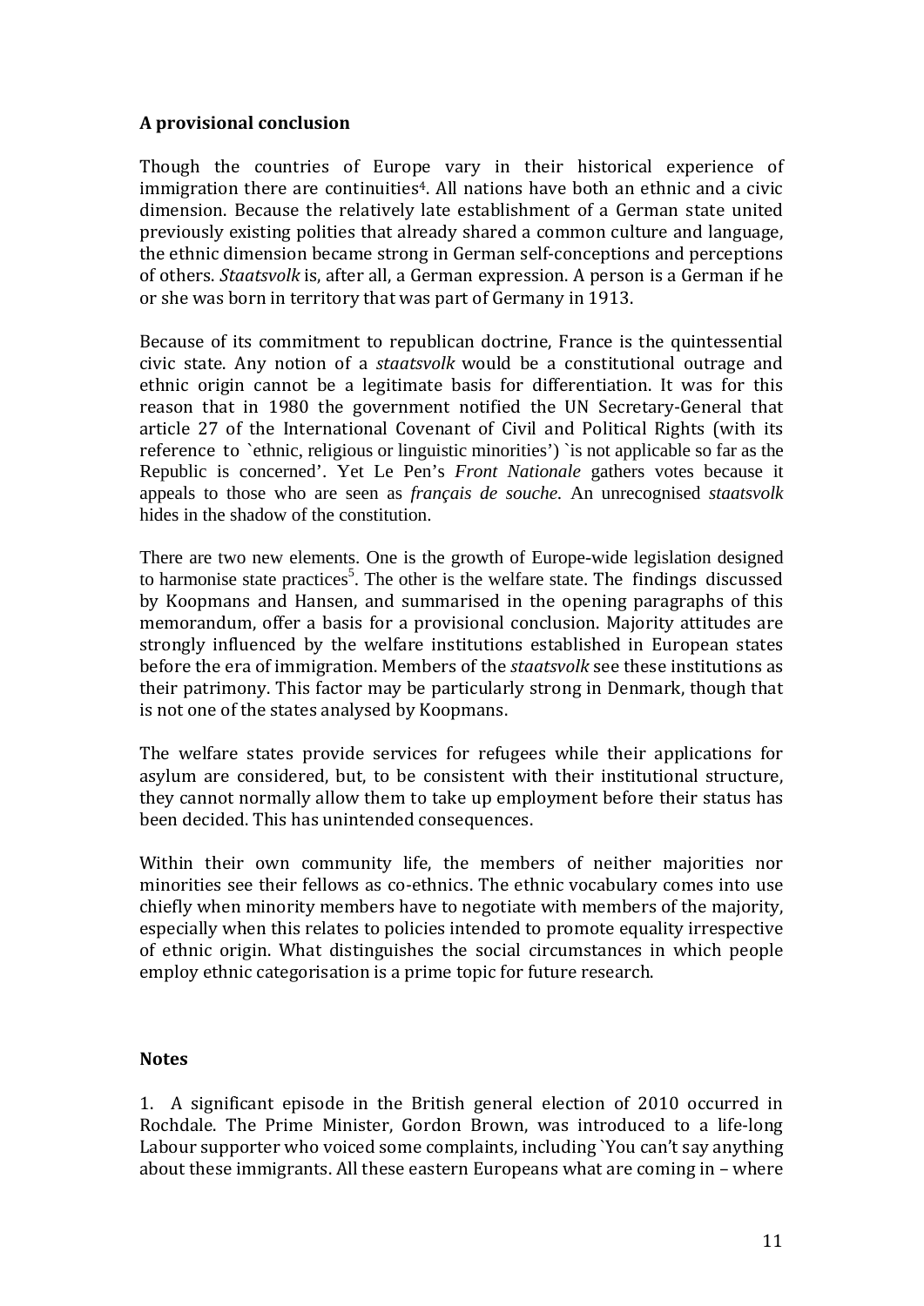## A provisional conclusion

Though the countries of Europe vary in their historical experience of immigration there are continuities[4]. All nations have both an ethnic and a civic dimension. Because the relatively late establishment of a German state united previously existing polities that already shared a common culture and language, the ethnic dimension became strong in German self-conceptions and perceptions of others. *Staatsvolk* is, after all, a German expression. A person is a German if he or she was born in territory that was part of Germany in 1913.

Because of its commitment to republican doctrine, France is the quintessential civic state. Any notion of a *staatsvolk* would be a constitutional outrage and ethnic origin cannot be a legitimate basis for differentiation. It was for this reason that in 1980 the government notified the UN Secretary-General that article 27 of the International Covenant of Civil and Political Rights (with its reference to `ethnic, religious or linguistic minorities') `is not applicable so far as the Republic is concerned'. Yet Le Pen's *Front Nationale* gathers votes because it appeals to those who are seen as *français de souche*. An unrecognised *staatsvolk* hides in the shadow of the constitution.

There are two new elements. One is the growth of Europe-wide legislation designed to harmonise state practices[5]. The other is the welfare state. The findings discussed by Koopmans and Hansen, and summarised in the opening paragraphs of this memorandum, offer a basis for a provisional conclusion. Majority attitudes are strongly influenced by the welfare institutions established in European states before the era of immigration. Members of the *staatsvolk* see these institutions as their patrimony. This factor may be particularly strong in Denmark, though that is not one of the states analysed by Koopmans.

The welfare states provide services for refugees while their applications for asylum are considered, but, to be consistent with their institutional structure, they cannot normally allow them to take up employment before their status has been decided. This has unintended consequences.

Within their own community life, the members of neither majorities nor minorities see their fellows as co-ethnics. The ethnic vocabulary comes into use chiefly when minority members have to negotiate with members of the majority, especially when this relates to policies intended to promote equality irrespective of ethnic origin. What distinguishes the social circumstances in which people employ ethnic categorisation is a prime topic for future research.

## Notes

1. A significant episode in the British general election of 2010 occurred in Rochdale. The Prime Minister, Gordon Brown, was introduced to a life-long Labour supporter who voiced some complaints, including `You can't say anything about these immigrants. All these eastern Europeans what are coming in – where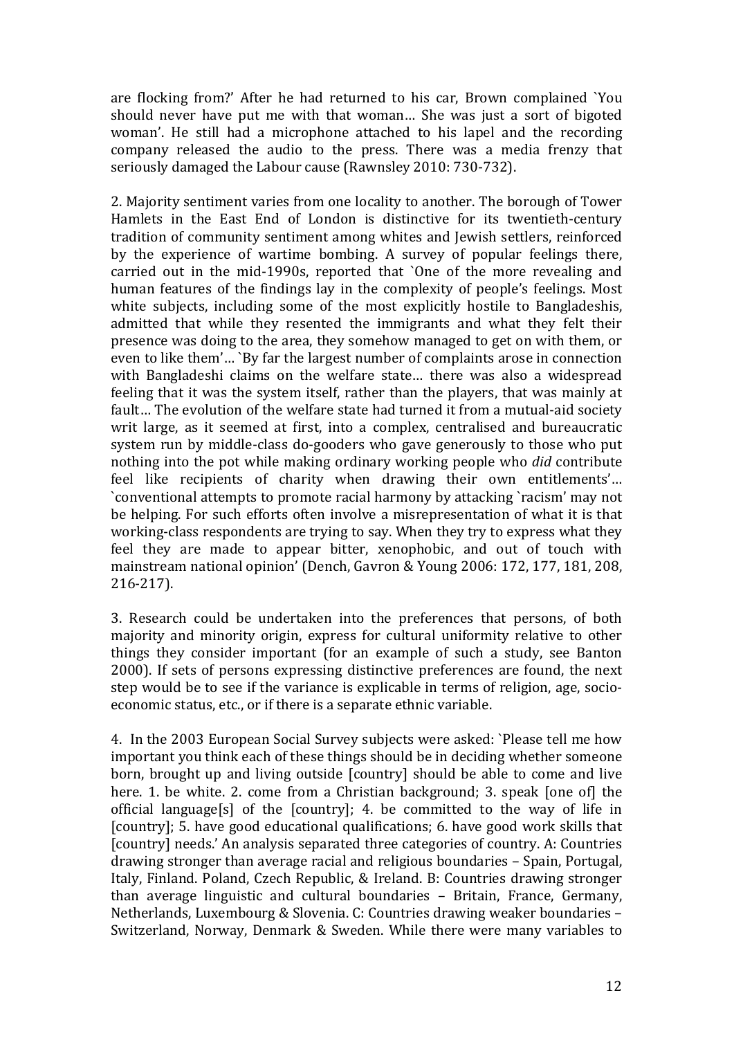are flocking from?' After he had returned to his car, Brown complained `You should never have put me with that woman… She was just a sort of bigoted woman'. He still had a microphone attached to his lapel and the recording company released the audio to the press. There was a media frenzy that seriously damaged the Labour cause (Rawnsley 2010: 730-732).

2. Majority sentiment varies from one locality to another. The borough of Tower Hamlets in the East End of London is distinctive for its twentieth-century tradition of community sentiment among whites and Jewish settlers, reinforced by the experience of wartime bombing. A survey of popular feelings there, carried out in the mid-1990s, reported that `One of the more revealing and human features of the findings lay in the complexity of people's feelings. Most white subjects, including some of the most explicitly hostile to Bangladeshis, admitted that while they resented the immigrants and what they felt their presence was doing to the area, they somehow managed to get on with them, or even to like them'… `By far the largest number of complaints arose in connection with Bangladeshi claims on the welfare state… there was also a widespread feeling that it was the system itself, rather than the players, that was mainly at fault… The evolution of the welfare state had turned it from a mutual-aid society writ large, as it seemed at first, into a complex, centralised and bureaucratic system run by middle-class do-gooders who gave generously to those who put nothing into the pot while making ordinary working people who *did* contribute feel like recipients of charity when drawing their own entitlements'… `conventional attempts to promote racial harmony by attacking `racism' may not be helping. For such efforts often involve a misrepresentation of what it is that working-class respondents are trying to say. When they try to express what they feel they are made to appear bitter, xenophobic, and out of touch with mainstream national opinion' (Dench, Gavron & Young 2006: 172, 177, 181, 208, 216-217).

3. Research could be undertaken into the preferences that persons, of both majority and minority origin, express for cultural uniformity relative to other things they consider important (for an example of such a study, see Banton 2000). If sets of persons expressing distinctive preferences are found, the next step would be to see if the variance is explicable in terms of religion, age, socio-economic status, etc., or if there is a separate ethnic variable.

4. In the 2003 European Social Survey subjects were asked: `Please tell me how important you think each of these things should be in deciding whether someone born, brought up and living outside [country] should be able to come and live here. 1. be white. 2. come from a Christian background; 3. speak [one of] the official language[s] of the [country]; 4. be committed to the way of life in [country]; 5. have good educational qualifications; 6. have good work skills that [country] needs.' An analysis separated three categories of country. A: Countries drawing stronger than average racial and religious boundaries – Spain, Portugal, Italy, Finland. Poland, Czech Republic, & Ireland. B: Countries drawing stronger than average linguistic and cultural boundaries – Britain, France, Germany, Netherlands, Luxembourg & Slovenia. C: Countries drawing weaker boundaries – Switzerland, Norway, Denmark & Sweden. While there were many variables to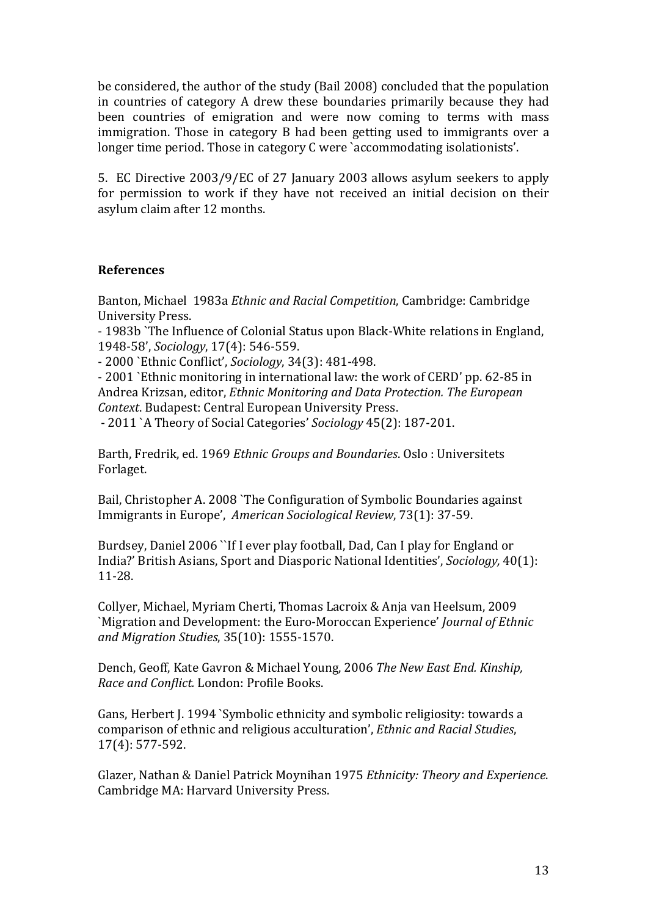be considered, the author of the study (Bail 2008) concluded that the population in countries of category A drew these boundaries primarily because they had been countries of emigration and were now coming to terms with mass immigration. Those in category B had been getting used to immigrants over a longer time period. Those in category C were `accommodating isolationists'.

5. EC Directive 2003/9/EC of 27 January 2003 allows asylum seekers to apply for permission to work if they have not received an initial decision on their asylum claim after 12 months.

## References

Banton, Michael 1983a *Ethnic and Racial Competition*, Cambridge: Cambridge University Press.

- 1983b `The Influence of Colonial Status upon Black-White relations in England, 1948-58', *Sociology*, 17(4): 546-559.

- 2000 `Ethnic Conflict', *Sociology*, 34(3): 481-498.

- 2001 `Ethnic monitoring in international law: the work of CERD' pp. 62-85 in Andrea Krizsan, editor, *Ethnic Monitoring and Data Protection. The European Context*. Budapest: Central European University Press.

- 2011 `A Theory of Social Categories' *Sociology* 45(2): 187-201.

Barth, Fredrik, ed. 1969 *Ethnic Groups and Boundaries*. Oslo : Universitets Forlaget.

Bail, Christopher A. 2008 `The Configuration of Symbolic Boundaries against Immigrants in Europe', *American Sociological Review*, 73(1): 37-59.

Burdsey, Daniel 2006 ``If I ever play football, Dad, Can I play for England or India?' British Asians, Sport and Diasporic National Identities', *Sociology,* 40(1): 11-28.

Collyer, Michael, Myriam Cherti, Thomas Lacroix & Anja van Heelsum, 2009 `Migration and Development: the Euro-Moroccan Experience' *Journal of Ethnic and Migration Studies*, 35(10): 1555-1570.

Dench, Geoff, Kate Gavron & Michael Young, 2006 *The New East End. Kinship, Race and Conflict.* London: Profile Books.

Gans, Herbert J. 1994 `Symbolic ethnicity and symbolic religiosity: towards a comparison of ethnic and religious acculturation', *Ethnic and Racial Studies*, 17(4): 577-592.

Glazer, Nathan & Daniel Patrick Moynihan 1975 *Ethnicity: Theory and Experience*. Cambridge MA: Harvard University Press.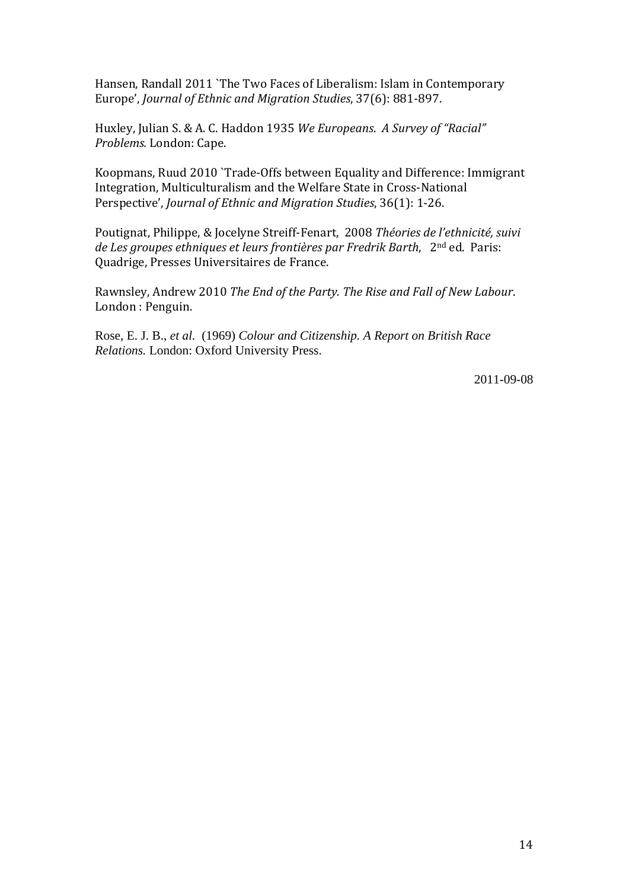Hansen, Randall 2011 `The Two Faces of Liberalism: Islam in Contemporary Europe', *Journal of Ethnic and Migration Studies*, 37(6): 881-897.

Huxley, Julian S. & A. C. Haddon 1935 *We Europeans. A Survey of "Racial" Problems.* London: Cape.

Koopmans, Ruud 2010 `Trade-Offs between Equality and Difference: Immigrant Integration, Multiculturalism and the Welfare State in Cross-National Perspective', *Journal of Ethnic and Migration Studies*, 36(1): 1-26.

Poutignat, Philippe, & Jocelyne Streiff-Fenart, 2008 *Théories de l'ethnicité, suivi de Les groupes ethniques et leurs frontières par Fredrik Barth*, 2nd ed. Paris: Quadrige, Presses Universitaires de France.

Rawnsley, Andrew 2010 *The End of the Party. The Rise and Fall of New Labour*. London : Penguin.

Rose, E. J. B., *et al*. (1969) *Colour and Citizenship. A Report on British Race Relations*. London: Oxford University Press.

2011-09-08